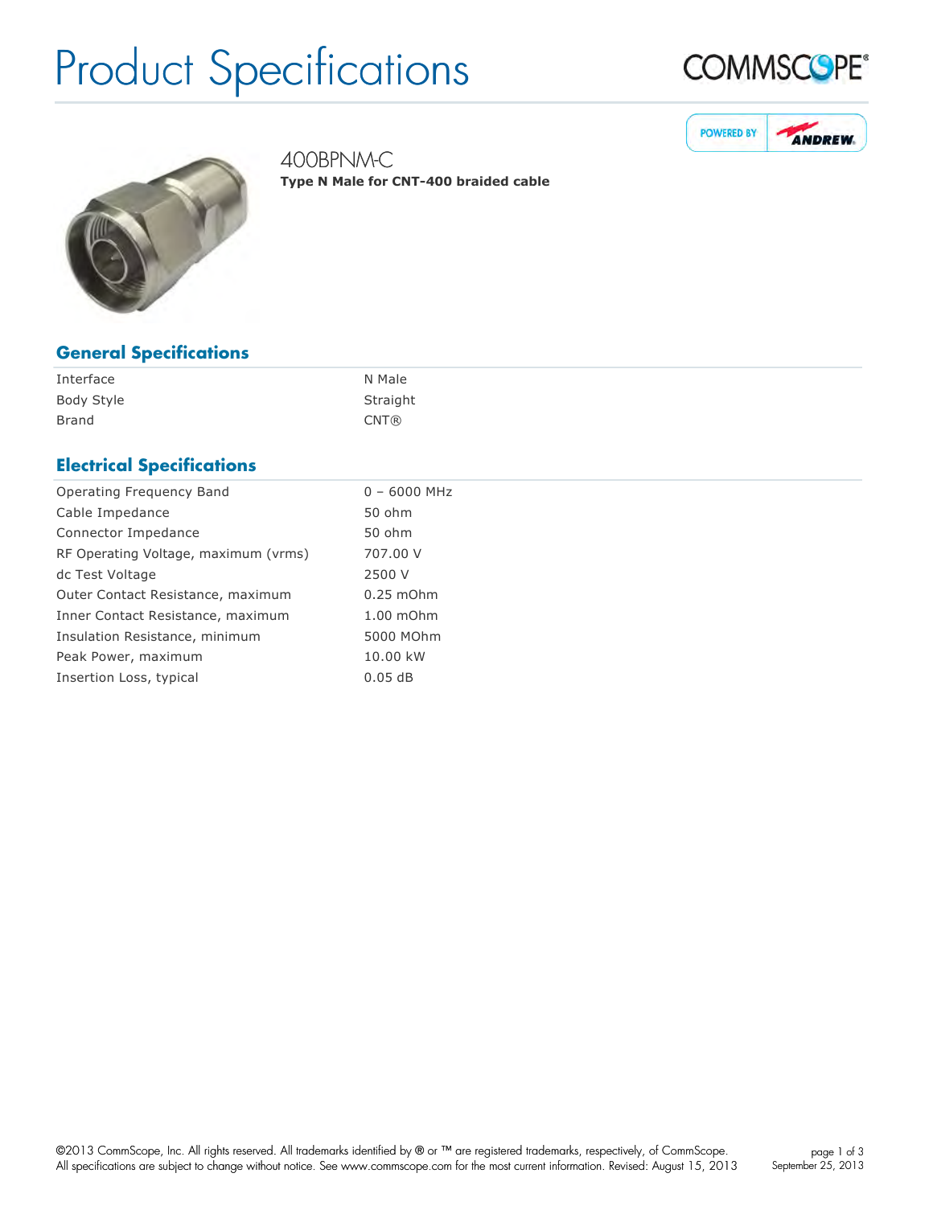# Product Specifications

## 400BPNM-C

**Type N Male for CNT-400 braided cable**

## General Specifications

| | |
|---|---|
| Interface | N Male |
| Body Style | Straight |
| Brand | CNT® |

## Electrical Specifications

| | |
|---|---|
| Operating Frequency Band | 0 – 6000 MHz |
| Cable Impedance | 50 ohm |
| Connector Impedance | 50 ohm |
| RF Operating Voltage, maximum (vrms) | 707.00 V |
| dc Test Voltage | 2500 V |
| Outer Contact Resistance, maximum | 0.25 mOhm |
| Inner Contact Resistance, maximum | 1.00 mOhm |
| Insulation Resistance, minimum | 5000 MOhm |
| Peak Power, maximum | 10.00 kW |
| Insertion Loss, typical | 0.05 dB |

©2013 CommScope, Inc. All rights reserved. All trademarks identified by ® or ™ are registered trademarks, respectively, of CommScope. All specifications are subject to change without notice. See www.commscope.com for the most current information. Revised: August 15, 2013

September 25, 2013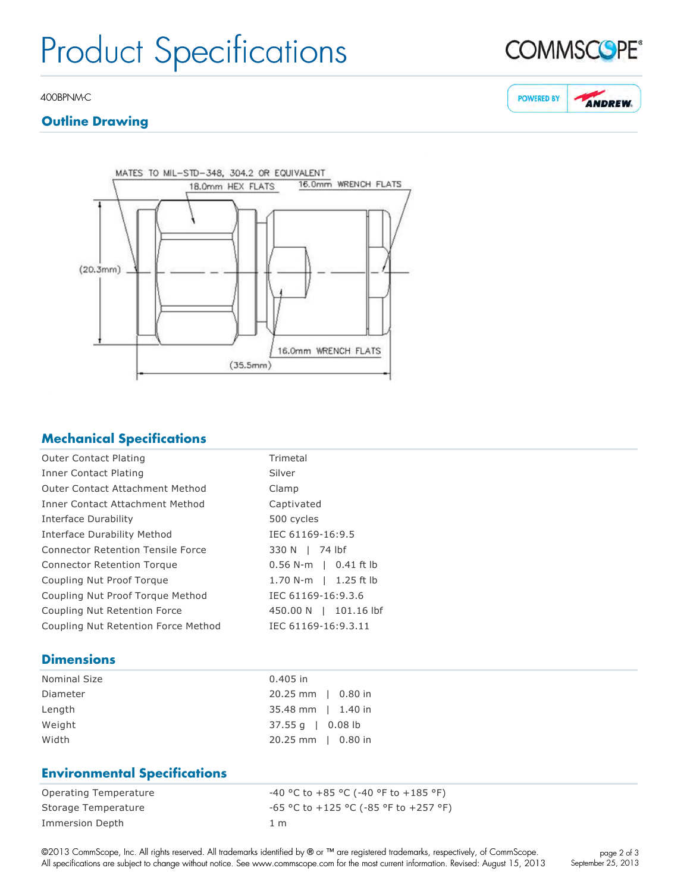400BPNM-C

## Outline Drawing

MATES TO MIL-STD-348, 304.2 OR EQUIVALENT

18.0mm HEX FLATS

16.0mm WRENCH FLATS

(20.3mm)

16.0mm WRENCH FLATS

(35.5mm)

## Mechanical Specifications

| | |
|---|---|
| Outer Contact Plating | Trimetal |
| Inner Contact Plating | Silver |
| Outer Contact Attachment Method | Clamp |
| Inner Contact Attachment Method | Captivated |
| Interface Durability | 500 cycles |
| Interface Durability Method | IEC 61169-16:9.5 |
| Connector Retention Tensile Force | 330 N \| 74 lbf |
| Connector Retention Torque | 0.56 N-m \| 0.41 ft lb |
| Coupling Nut Proof Torque | 1.70 N-m \| 1.25 ft lb |
| Coupling Nut Proof Torque Method | IEC 61169-16:9.3.6 |
| Coupling Nut Retention Force | 450.00 N \| 101.16 lbf |
| Coupling Nut Retention Force Method | IEC 61169-16:9.3.11 |

## Dimensions

| | |
|---|---|
| Nominal Size | 0.405 in |
| Diameter | 20.25 mm \| 0.80 in |
| Length | 35.48 mm \| 1.40 in |
| Weight | 37.55 g \| 0.08 lb |
| Width | 20.25 mm \| 0.80 in |

## Environmental Specifications

| | |
|---|---|
| Operating Temperature | -40 °C to +85 °C (-40 °F to +185 °F) |
| Storage Temperature | -65 °C to +125 °C (-85 °F to +257 °F) |
| Immersion Depth | 1 m |

©2013 CommScope, Inc. All rights reserved. All trademarks identified by ® or ™ are registered trademarks, respectively, of CommScope. All specifications are subject to change without notice. See www.commscope.com for the most current information. Revised: August 15, 2013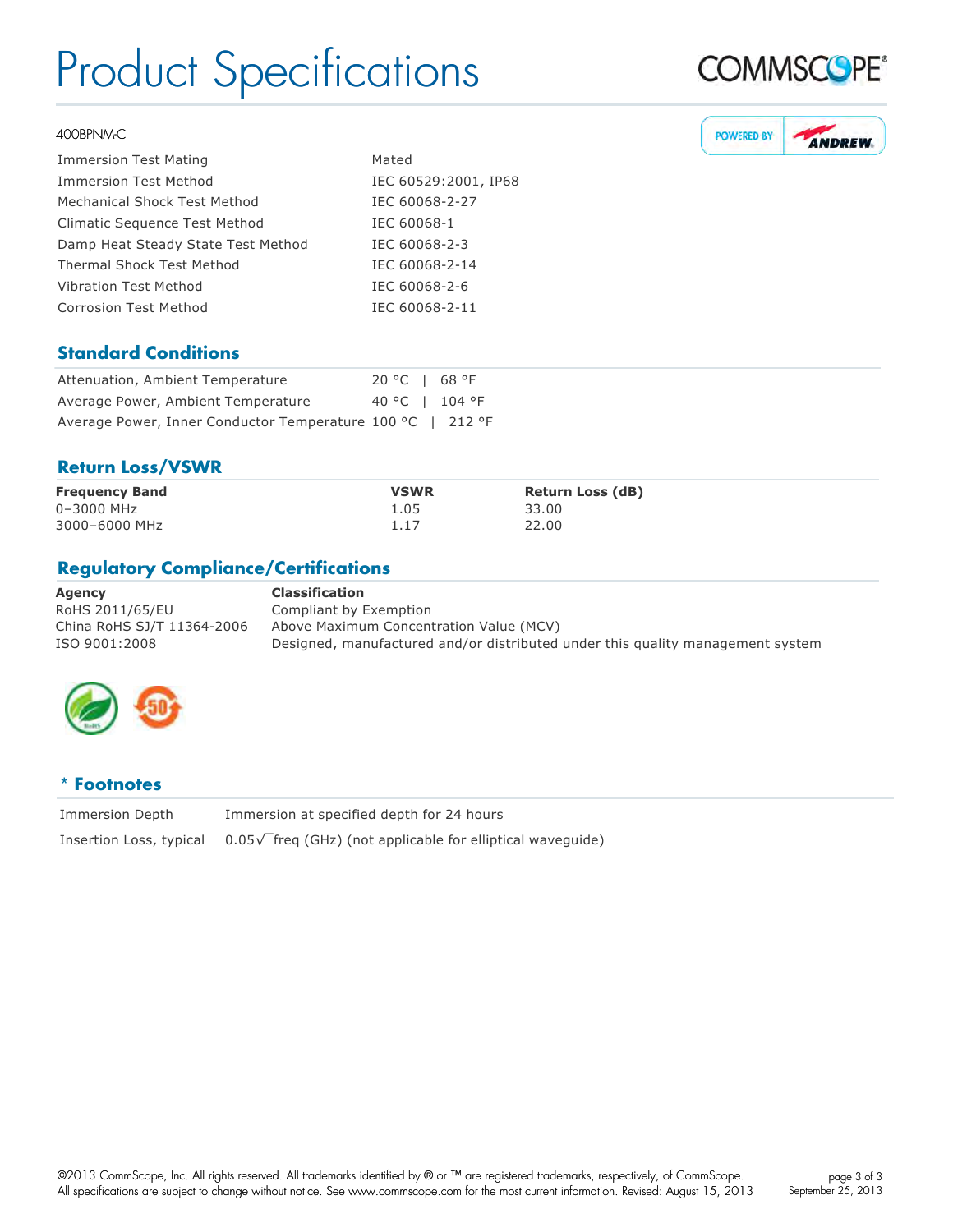400BPNM-C

| | |
|---|---|
| Immersion Test Mating | Mated |
| Immersion Test Method | IEC 60529:2001, IP68 |
| Mechanical Shock Test Method | IEC 60068-2-27 |
| Climatic Sequence Test Method | IEC 60068-1 |
| Damp Heat Steady State Test Method | IEC 60068-2-3 |
| Thermal Shock Test Method | IEC 60068-2-14 |
| Vibration Test Method | IEC 60068-2-6 |
| Corrosion Test Method | IEC 60068-2-11 |

## Standard Conditions

| | |
|---|---|
| Attenuation, Ambient Temperature | 20 °C \| 68 °F |
| Average Power, Ambient Temperature | 40 °C \| 104 °F |
| Average Power, Inner Conductor Temperature | 100 °C \| 212 °F |

## Return Loss/VSWR

| Frequency Band | VSWR | Return Loss (dB) |
|---|---|---|
| 0–3000 MHz | 1.05 | 33.00 |
| 3000–6000 MHz | 1.17 | 22.00 |

## Regulatory Compliance/Certifications

| Agency | Classification |
|---|---|
| RoHS 2011/65/EU | Compliant by Exemption |
| China RoHS SJ/T 11364-2006 | Above Maximum Concentration Value (MCV) |
| ISO 9001:2008 | Designed, manufactured and/or distributed under this quality management system |

## * Footnotes

| | |
|---|---|
| Immersion Depth | Immersion at specified depth for 24 hours |
| Insertion Loss, typical | 0.05√freq (GHz) (not applicable for elliptical waveguide) |

©2013 CommScope, Inc. All rights reserved. All trademarks identified by ® or ™ are registered trademarks, respectively, of CommScope. All specifications are subject to change without notice. See www.commscope.com for the most current information. Revised: August 15, 2013

September 25, 2013